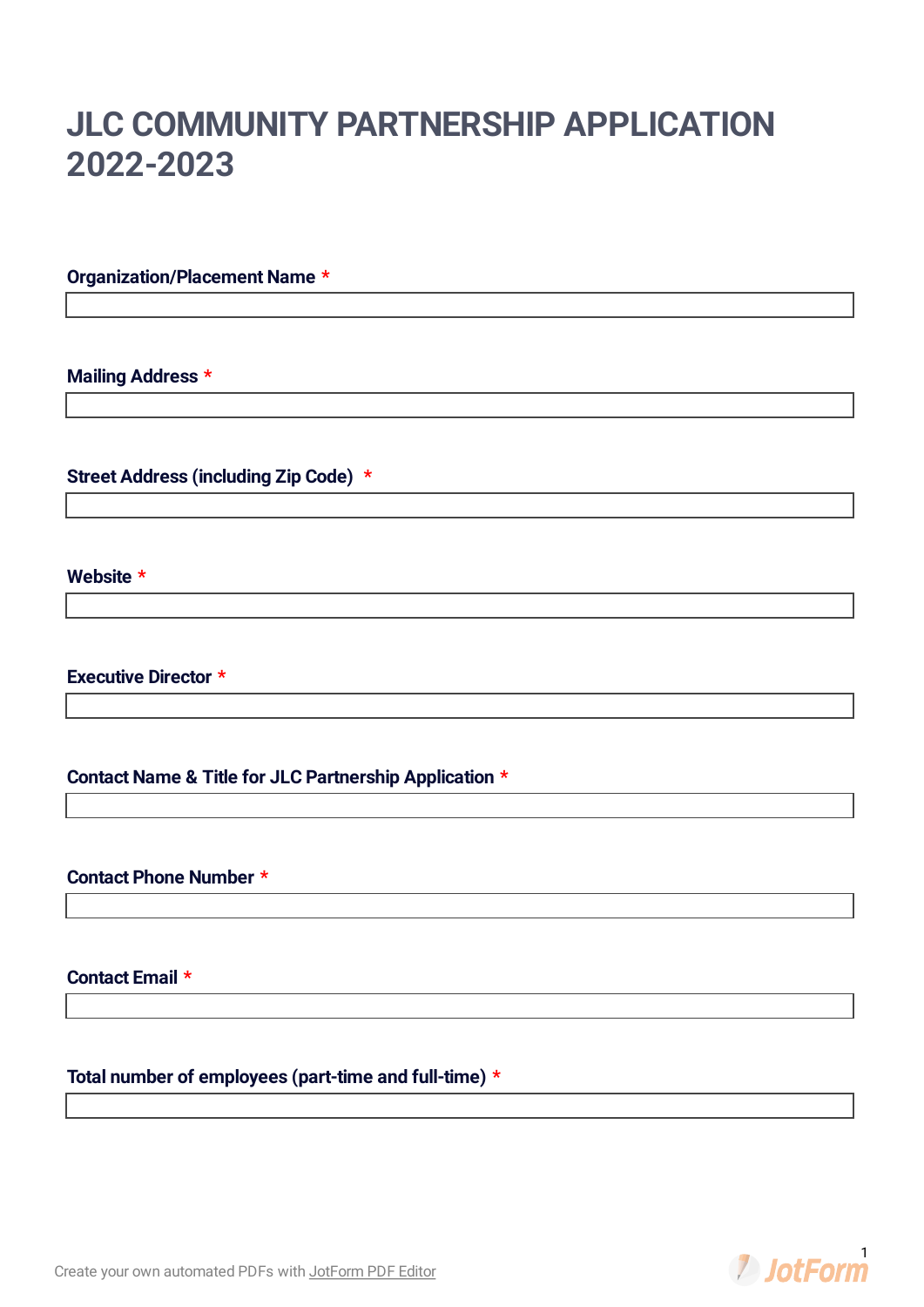# JLC COMMUNITY PARTNERSHIP APPLICATION 2022-2023

**Organization/Placement Name** *

**Mailing Address** *

**Street Address (including Zip Code)** *

**Website** *

**Executive Director** *

**Contact Name & Title for JLC Partnership Application** *

**Contact Phone Number** *

**Contact Email** *

**Total number of employees (part-time and full-time)** *

Create your own automated PDFs with JotForm PDF Editor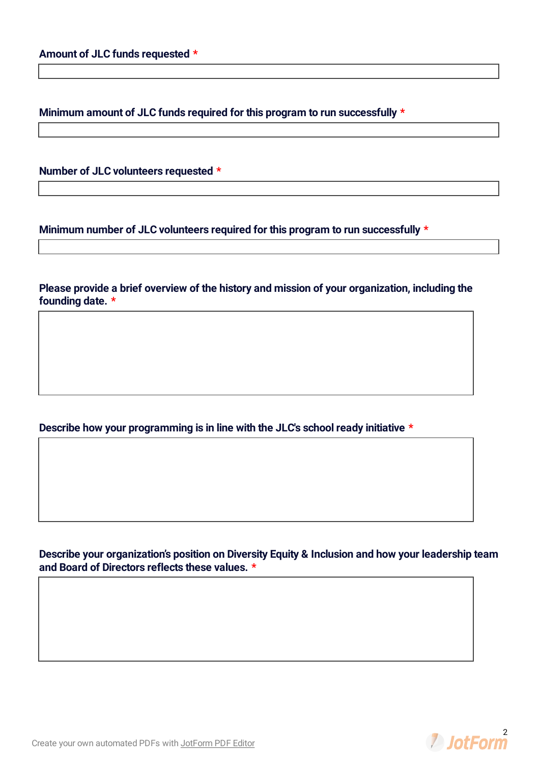**Amount of JLC funds requested** *

**Minimum amount of JLC funds required for this program to run successfully** *

**Number of JLC volunteers requested** *

**Minimum number of JLC volunteers required for this program to run successfully** *

**Please provide a brief overview of the history and mission of your organization, including the founding date.** *

**Describe how your programming is in line with the JLC's school ready initiative** *

**Describe your organization's position on Diversity Equity & Inclusion and how your leadership team and Board of Directors reflects these values.** *

Create your own automated PDFs with JotForm PDF Editor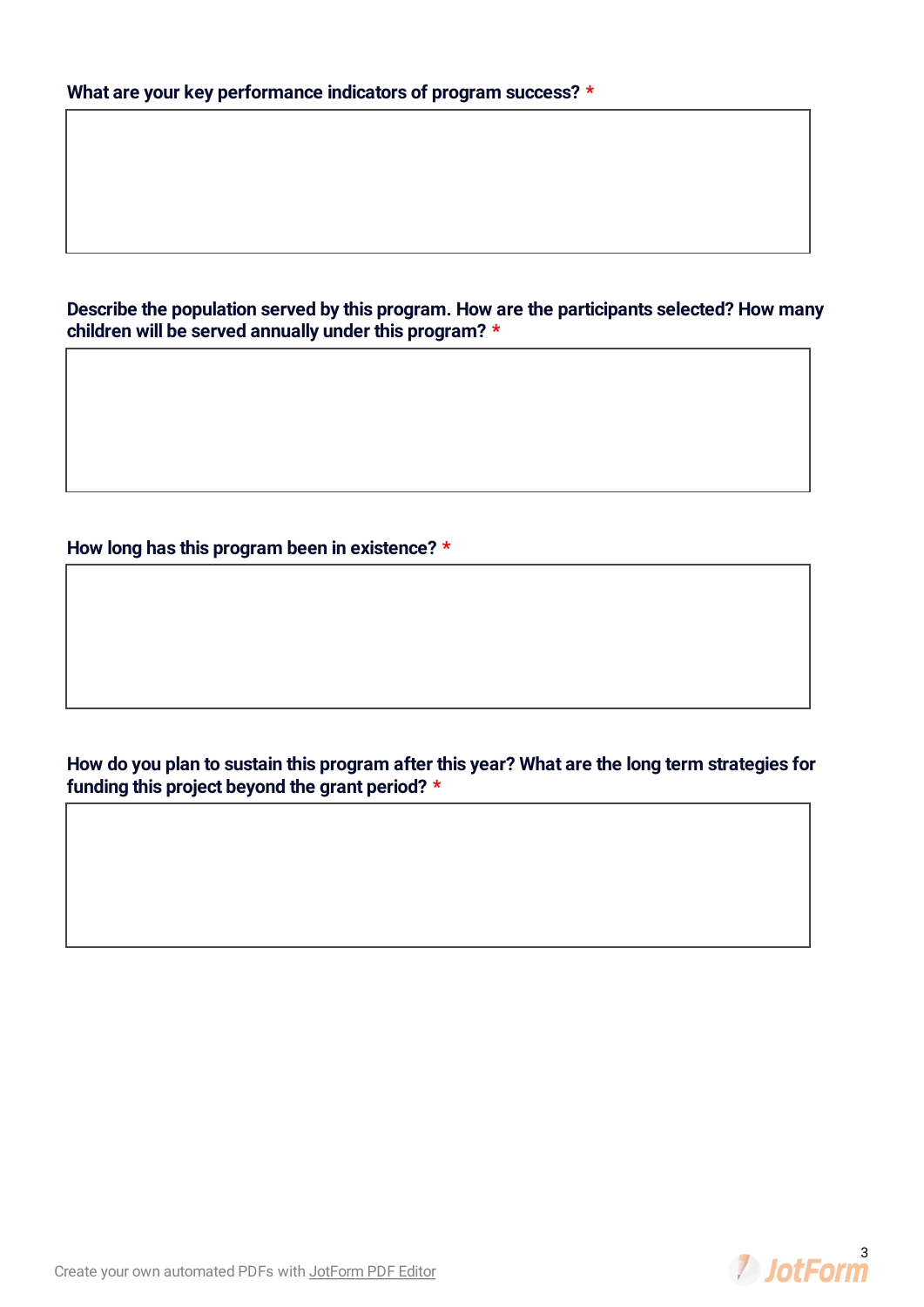**What are your key performance indicators of program success?** *

**Describe the population served by this program. How are the participants selected? How many children will be served annually under this program?** *

**How long has this program been in existence?** *

**How do you plan to sustain this program after this year? What are the long term strategies for funding this project beyond the grant period?** *

Create your own automated PDFs with JotForm PDF Editor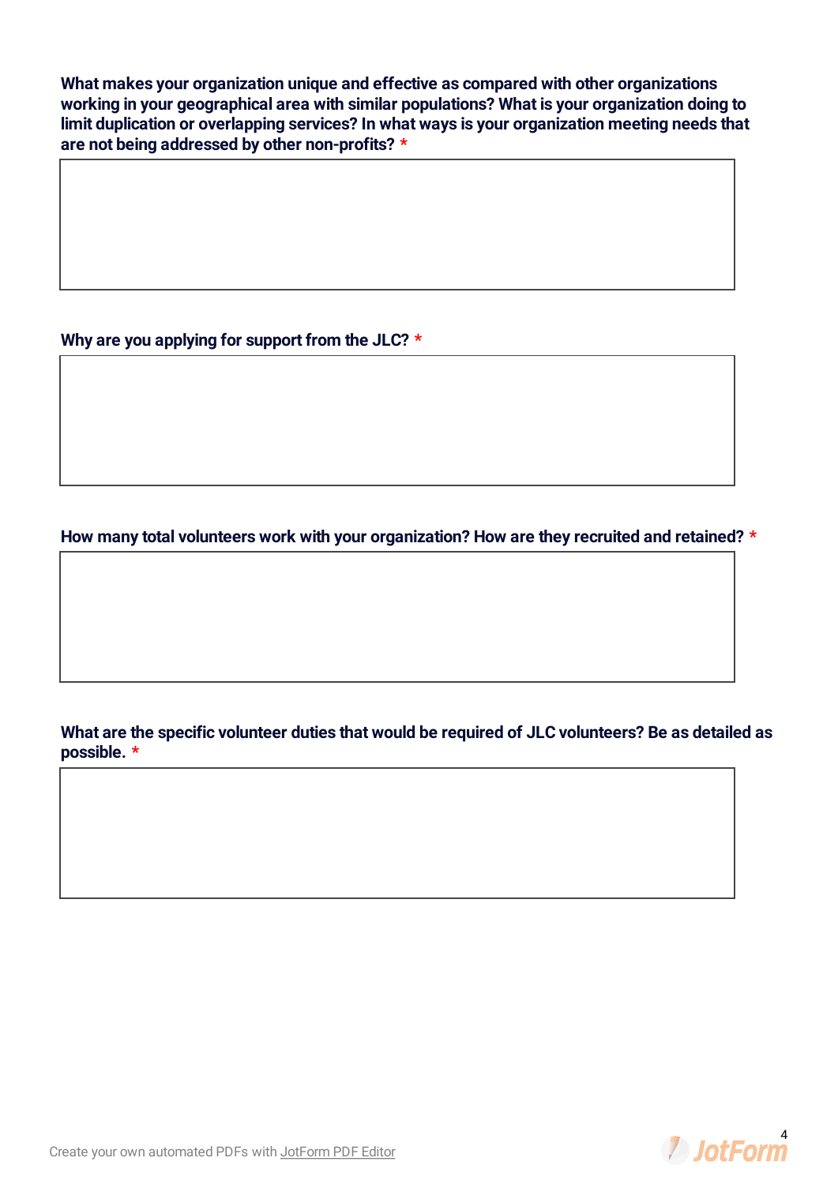**What makes your organization unique and effective as compared with other organizations working in your geographical area with similar populations? What is your organization doing to limit duplication or overlapping services? In what ways is your organization meeting needs that are not being addressed by other non-profits?** *

**Why are you applying for support from the JLC?** *

**How many total volunteers work with your organization? How are they recruited and retained?** *

**What are the specific volunteer duties that would be required of JLC volunteers? Be as detailed as possible.** *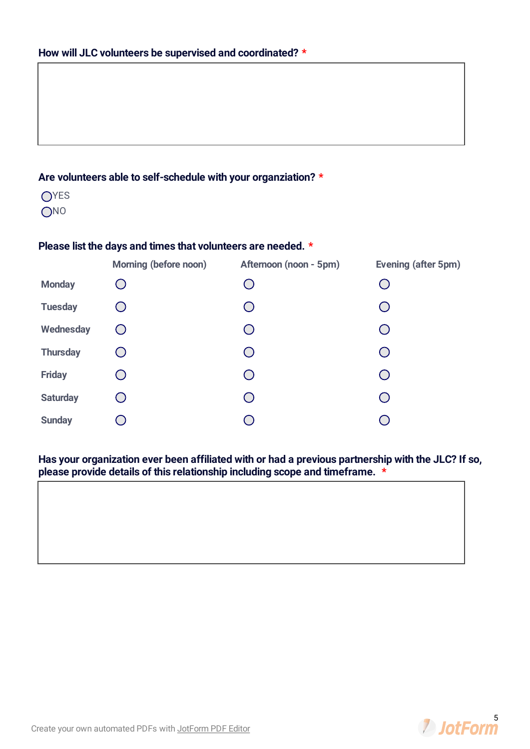**How will JLC volunteers be supervised and coordinated? ***

**Are volunteers able to self-schedule with your organziation? ***

◯YES
◯NO

**Please list the days and times that volunteers are needed. ***

| | Morning (before noon) | Afternoon (noon - 5pm) | Evening (after 5pm) |
|---|---|---|---|
| Monday | ◯ | ◯ | ◯ |
| Tuesday | ◯ | ◯ | ◯ |
| Wednesday | ◯ | ◯ | ◯ |
| Thursday | ◯ | ◯ | ◯ |
| Friday | ◯ | ◯ | ◯ |
| Saturday | ◯ | ◯ | ◯ |
| Sunday | ◯ | ◯ | ◯ |

**Has your organization ever been affiliated with or had a previous partnership with the JLC? If so, please provide details of this relationship including scope and timeframe. ***

Create your own automated PDFs with JotForm PDF Editor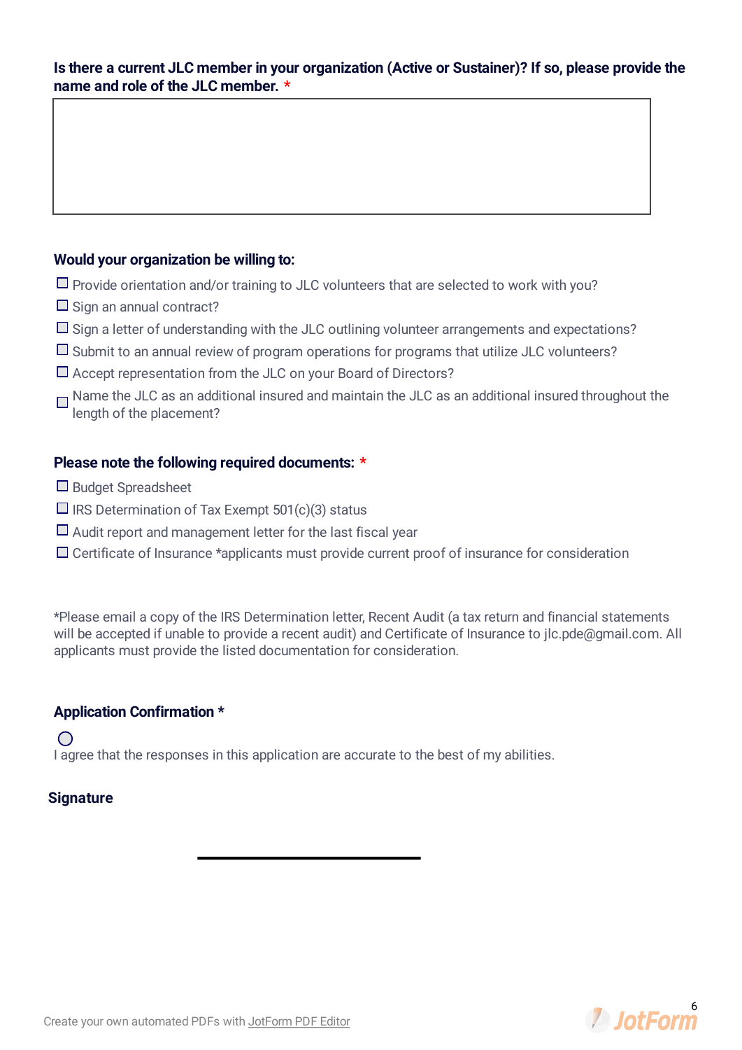**Is there a current JLC member in your organization (Active or Sustainer)? If so, please provide the name and role of the JLC member.** *

**Would your organization be willing to:**

- ☐ Provide orientation and/or training to JLC volunteers that are selected to work with you?
- ☐ Sign an annual contract?
- ☐ Sign a letter of understanding with the JLC outlining volunteer arrangements and expectations?
- ☐ Submit to an annual review of program operations for programs that utilize JLC volunteers?
- ☐ Accept representation from the JLC on your Board of Directors?
- ☐ Name the JLC as an additional insured and maintain the JLC as an additional insured throughout the length of the placement?

**Please note the following required documents:** *

- ☐ Budget Spreadsheet
- ☐ IRS Determination of Tax Exempt 501(c)(3) status
- ☐ Audit report and management letter for the last fiscal year
- ☐ Certificate of Insurance *applicants must provide current proof of insurance for consideration

*Please email a copy of the IRS Determination letter, Recent Audit (a tax return and financial statements will be accepted if unable to provide a recent audit) and Certificate of Insurance to jlc.pde@gmail.com. All applicants must provide the listed documentation for consideration.

**Application Confirmation** *

○ I agree that the responses in this application are accurate to the best of my abilities.

**Signature**

______________________

Create your own automated PDFs with JotForm PDF Editor